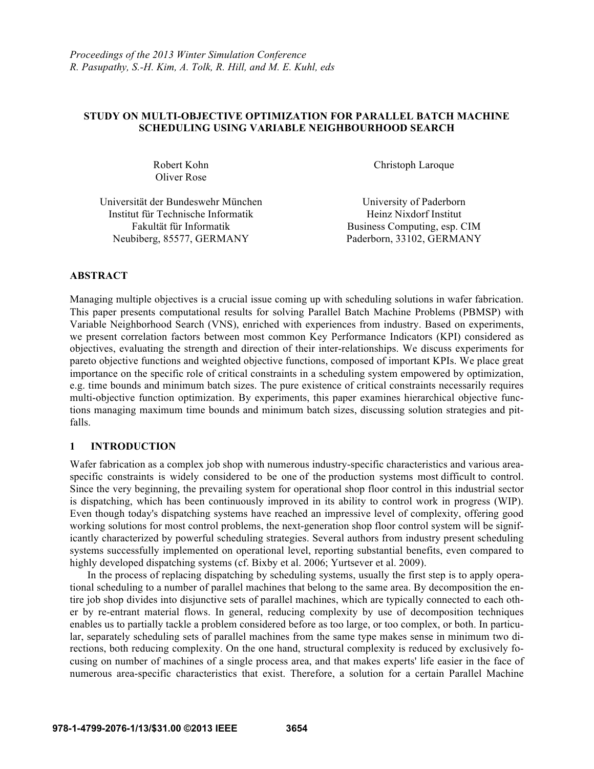*Proceedings of the 2013 Winter Simulation Conference*
*R. Pasupathy, S.-H. Kim, A. Tolk, R. Hill, and M. E. Kuhl, eds*

# STUDY ON MULTI-OBJECTIVE OPTIMIZATION FOR PARALLEL BATCH MACHINE SCHEDULING USING VARIABLE NEIGHBOURHOOD SEARCH

Robert Kohn
Oliver Rose

Universität der Bundeswehr München
Institut für Technische Informatik
Fakultät für Informatik
Neubiberg, 85577, GERMANY

Christoph Laroque

University of Paderborn
Heinz Nixdorf Institut
Business Computing, esp. CIM
Paderborn, 33102, GERMANY

## ABSTRACT

Managing multiple objectives is a crucial issue coming up with scheduling solutions in wafer fabrication. This paper presents computational results for solving Parallel Batch Machine Problems (PBMSP) with Variable Neighborhood Search (VNS), enriched with experiences from industry. Based on experiments, we present correlation factors between most common Key Performance Indicators (KPI) considered as objectives, evaluating the strength and direction of their inter-relationships. We discuss experiments for pareto objective functions and weighted objective functions, composed of important KPIs. We place great importance on the specific role of critical constraints in a scheduling system empowered by optimization, e.g. time bounds and minimum batch sizes. The pure existence of critical constraints necessarily requires multi-objective function optimization. By experiments, this paper examines hierarchical objective functions managing maximum time bounds and minimum batch sizes, discussing solution strategies and pitfalls.

## 1 INTRODUCTION

Wafer fabrication as a complex job shop with numerous industry-specific characteristics and various area-specific constraints is widely considered to be one of the production systems most difficult to control. Since the very beginning, the prevailing system for operational shop floor control in this industrial sector is dispatching, which has been continuously improved in its ability to control work in progress (WIP). Even though today's dispatching systems have reached an impressive level of complexity, offering good working solutions for most control problems, the next-generation shop floor control system will be significantly characterized by powerful scheduling strategies. Several authors from industry present scheduling systems successfully implemented on operational level, reporting substantial benefits, even compared to highly developed dispatching systems (cf. Bixby et al. 2006; Yurtsever et al. 2009).

In the process of replacing dispatching by scheduling systems, usually the first step is to apply operational scheduling to a number of parallel machines that belong to the same area. By decomposition the entire job shop divides into disjunctive sets of parallel machines, which are typically connected to each other by re-entrant material flows. In general, reducing complexity by use of decomposition techniques enables us to partially tackle a problem considered before as too large, or too complex, or both. In particular, separately scheduling sets of parallel machines from the same type makes sense in minimum two directions, both reducing complexity. On the one hand, structural complexity is reduced by exclusively focusing on number of machines of a single process area, and that makes experts' life easier in the face of numerous area-specific characteristics that exist. Therefore, a solution for a certain Parallel Machine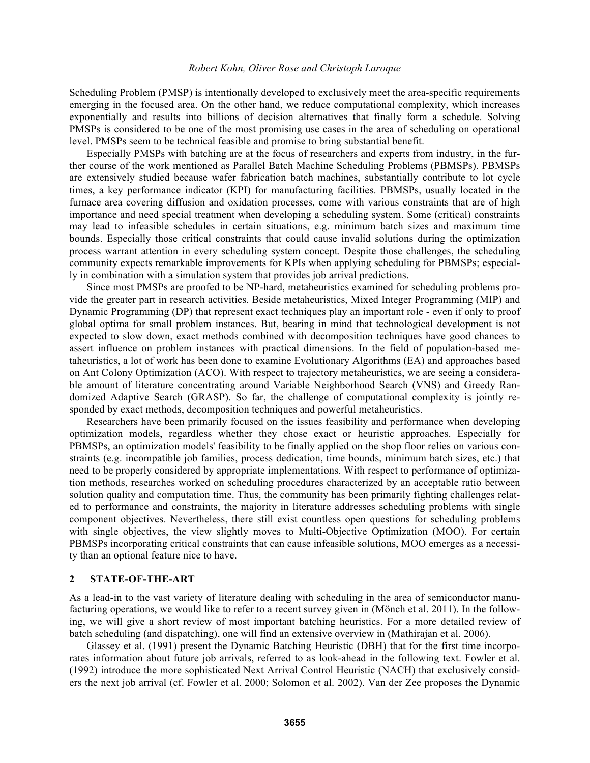Scheduling Problem (PMSP) is intentionally developed to exclusively meet the area-specific requirements emerging in the focused area. On the other hand, we reduce computational complexity, which increases exponentially and results into billions of decision alternatives that finally form a schedule. Solving PMSPs is considered to be one of the most promising use cases in the area of scheduling on operational level. PMSPs seem to be technical feasible and promise to bring substantial benefit.

Especially PMSPs with batching are at the focus of researchers and experts from industry, in the further course of the work mentioned as Parallel Batch Machine Scheduling Problems (PBMSPs). PBMSPs are extensively studied because wafer fabrication batch machines, substantially contribute to lot cycle times, a key performance indicator (KPI) for manufacturing facilities. PBMSPs, usually located in the furnace area covering diffusion and oxidation processes, come with various constraints that are of high importance and need special treatment when developing a scheduling system. Some (critical) constraints may lead to infeasible schedules in certain situations, e.g. minimum batch sizes and maximum time bounds. Especially those critical constraints that could cause invalid solutions during the optimization process warrant attention in every scheduling system concept. Despite those challenges, the scheduling community expects remarkable improvements for KPIs when applying scheduling for PBMSPs; especially in combination with a simulation system that provides job arrival predictions.

Since most PMSPs are proofed to be NP-hard, metaheuristics examined for scheduling problems provide the greater part in research activities. Beside metaheuristics, Mixed Integer Programming (MIP) and Dynamic Programming (DP) that represent exact techniques play an important role - even if only to proof global optima for small problem instances. But, bearing in mind that technological development is not expected to slow down, exact methods combined with decomposition techniques have good chances to assert influence on problem instances with practical dimensions. In the field of population-based metaheuristics, a lot of work has been done to examine Evolutionary Algorithms (EA) and approaches based on Ant Colony Optimization (ACO). With respect to trajectory metaheuristics, we are seeing a considerable amount of literature concentrating around Variable Neighborhood Search (VNS) and Greedy Randomized Adaptive Search (GRASP). So far, the challenge of computational complexity is jointly responded by exact methods, decomposition techniques and powerful metaheuristics.

Researchers have been primarily focused on the issues feasibility and performance when developing optimization models, regardless whether they chose exact or heuristic approaches. Especially for PBMSPs, an optimization models' feasibility to be finally applied on the shop floor relies on various constraints (e.g. incompatible job families, process dedication, time bounds, minimum batch sizes, etc.) that need to be properly considered by appropriate implementations. With respect to performance of optimization methods, researches worked on scheduling procedures characterized by an acceptable ratio between solution quality and computation time. Thus, the community has been primarily fighting challenges related to performance and constraints, the majority in literature addresses scheduling problems with single component objectives. Nevertheless, there still exist countless open questions for scheduling problems with single objectives, the view slightly moves to Multi-Objective Optimization (MOO). For certain PBMSPs incorporating critical constraints that can cause infeasible solutions, MOO emerges as a necessity than an optional feature nice to have.

## 2 STATE-OF-THE-ART

As a lead-in to the vast variety of literature dealing with scheduling in the area of semiconductor manufacturing operations, we would like to refer to a recent survey given in (Mönch et al. 2011). In the following, we will give a short review of most important batching heuristics. For a more detailed review of batch scheduling (and dispatching), one will find an extensive overview in (Mathirajan et al. 2006).

Glassey et al. (1991) present the Dynamic Batching Heuristic (DBH) that for the first time incorporates information about future job arrivals, referred to as look-ahead in the following text. Fowler et al. (1992) introduce the more sophisticated Next Arrival Control Heuristic (NACH) that exclusively considers the next job arrival (cf. Fowler et al. 2000; Solomon et al. 2002). Van der Zee proposes the Dynamic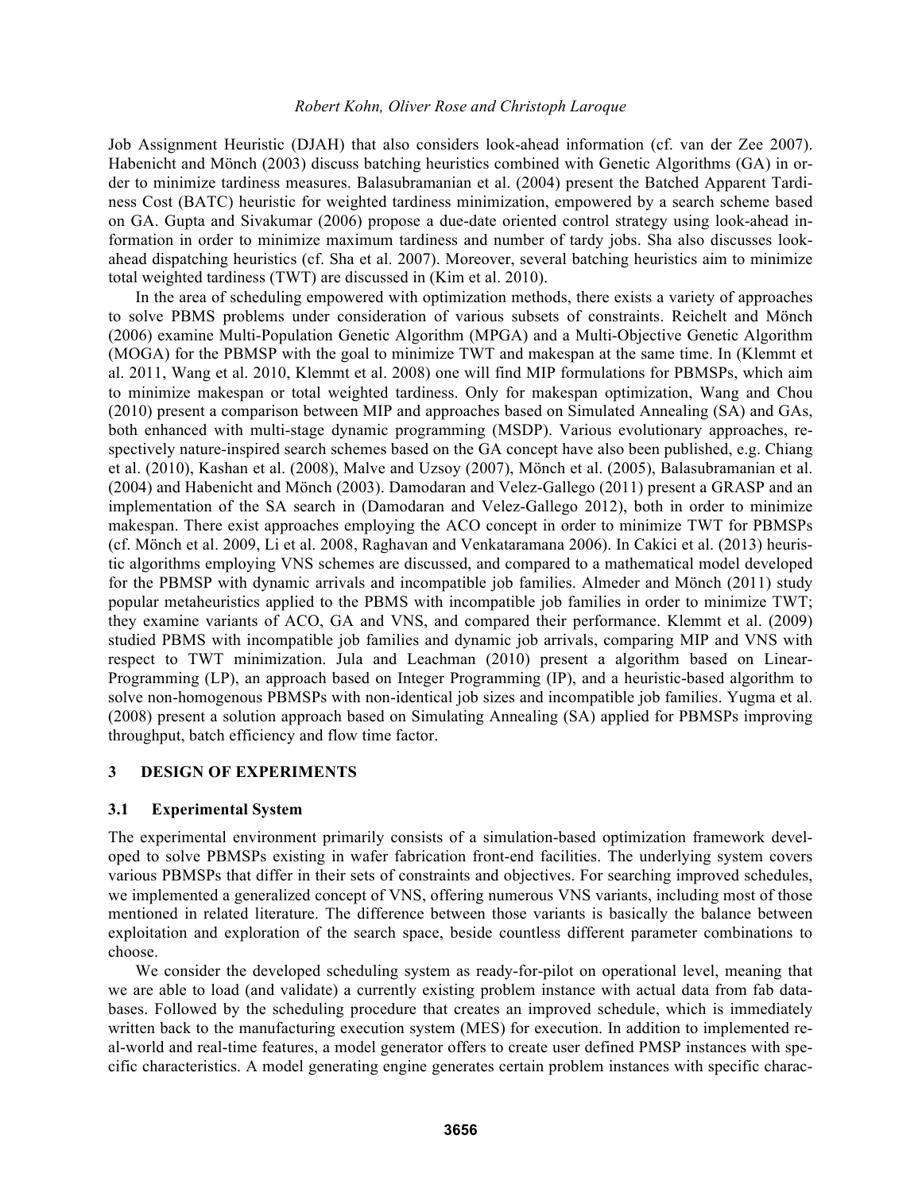Job Assignment Heuristic (DJAH) that also considers look-ahead information (cf. van der Zee 2007). Habenicht and Mönch (2003) discuss batching heuristics combined with Genetic Algorithms (GA) in order to minimize tardiness measures. Balasubramanian et al. (2004) present the Batched Apparent Tardiness Cost (BATC) heuristic for weighted tardiness minimization, empowered by a search scheme based on GA. Gupta and Sivakumar (2006) propose a due-date oriented control strategy using look-ahead information in order to minimize maximum tardiness and number of tardy jobs. Sha also discusses look-ahead dispatching heuristics (cf. Sha et al. 2007). Moreover, several batching heuristics aim to minimize total weighted tardiness (TWT) are discussed in (Kim et al. 2010).

In the area of scheduling empowered with optimization methods, there exists a variety of approaches to solve PBMS problems under consideration of various subsets of constraints. Reichelt and Mönch (2006) examine Multi-Population Genetic Algorithm (MPGA) and a Multi-Objective Genetic Algorithm (MOGA) for the PBMSP with the goal to minimize TWT and makespan at the same time. In (Klemmt et al. 2011, Wang et al. 2010, Klemmt et al. 2008) one will find MIP formulations for PBMSPs, which aim to minimize makespan or total weighted tardiness. Only for makespan optimization, Wang and Chou (2010) present a comparison between MIP and approaches based on Simulated Annealing (SA) and GAs, both enhanced with multi-stage dynamic programming (MSDP). Various evolutionary approaches, respectively nature-inspired search schemes based on the GA concept have also been published, e.g. Chiang et al. (2010), Kashan et al. (2008), Malve and Uzsoy (2007), Mönch et al. (2005), Balasubramanian et al. (2004) and Habenicht and Mönch (2003). Damodaran and Velez-Gallego (2011) present a GRASP and an implementation of the SA search in (Damodaran and Velez-Gallego 2012), both in order to minimize makespan. There exist approaches employing the ACO concept in order to minimize TWT for PBMSPs (cf. Mönch et al. 2009, Li et al. 2008, Raghavan and Venkataramana 2006). In Cakici et al. (2013) heuristic algorithms employing VNS schemes are discussed, and compared to a mathematical model developed for the PBMSP with dynamic arrivals and incompatible job families. Almeder and Mönch (2011) study popular metaheuristics applied to the PBMS with incompatible job families in order to minimize TWT; they examine variants of ACO, GA and VNS, and compared their performance. Klemmt et al. (2009) studied PBMS with incompatible job families and dynamic job arrivals, comparing MIP and VNS with respect to TWT minimization. Jula and Leachman (2010) present a algorithm based on Linear-Programming (LP), an approach based on Integer Programming (IP), and a heuristic-based algorithm to solve non-homogenous PBMSPs with non-identical job sizes and incompatible job families. Yugma et al. (2008) present a solution approach based on Simulating Annealing (SA) applied for PBMSPs improving throughput, batch efficiency and flow time factor.

## 3 DESIGN OF EXPERIMENTS

### 3.1 Experimental System

The experimental environment primarily consists of a simulation-based optimization framework developed to solve PBMSPs existing in wafer fabrication front-end facilities. The underlying system covers various PBMSPs that differ in their sets of constraints and objectives. For searching improved schedules, we implemented a generalized concept of VNS, offering numerous VNS variants, including most of those mentioned in related literature. The difference between those variants is basically the balance between exploitation and exploration of the search space, beside countless different parameter combinations to choose.

We consider the developed scheduling system as ready-for-pilot on operational level, meaning that we are able to load (and validate) a currently existing problem instance with actual data from fab databases. Followed by the scheduling procedure that creates an improved schedule, which is immediately written back to the manufacturing execution system (MES) for execution. In addition to implemented real-world and real-time features, a model generator offers to create user defined PMSP instances with specific characteristics. A model generating engine generates certain problem instances with specific charac-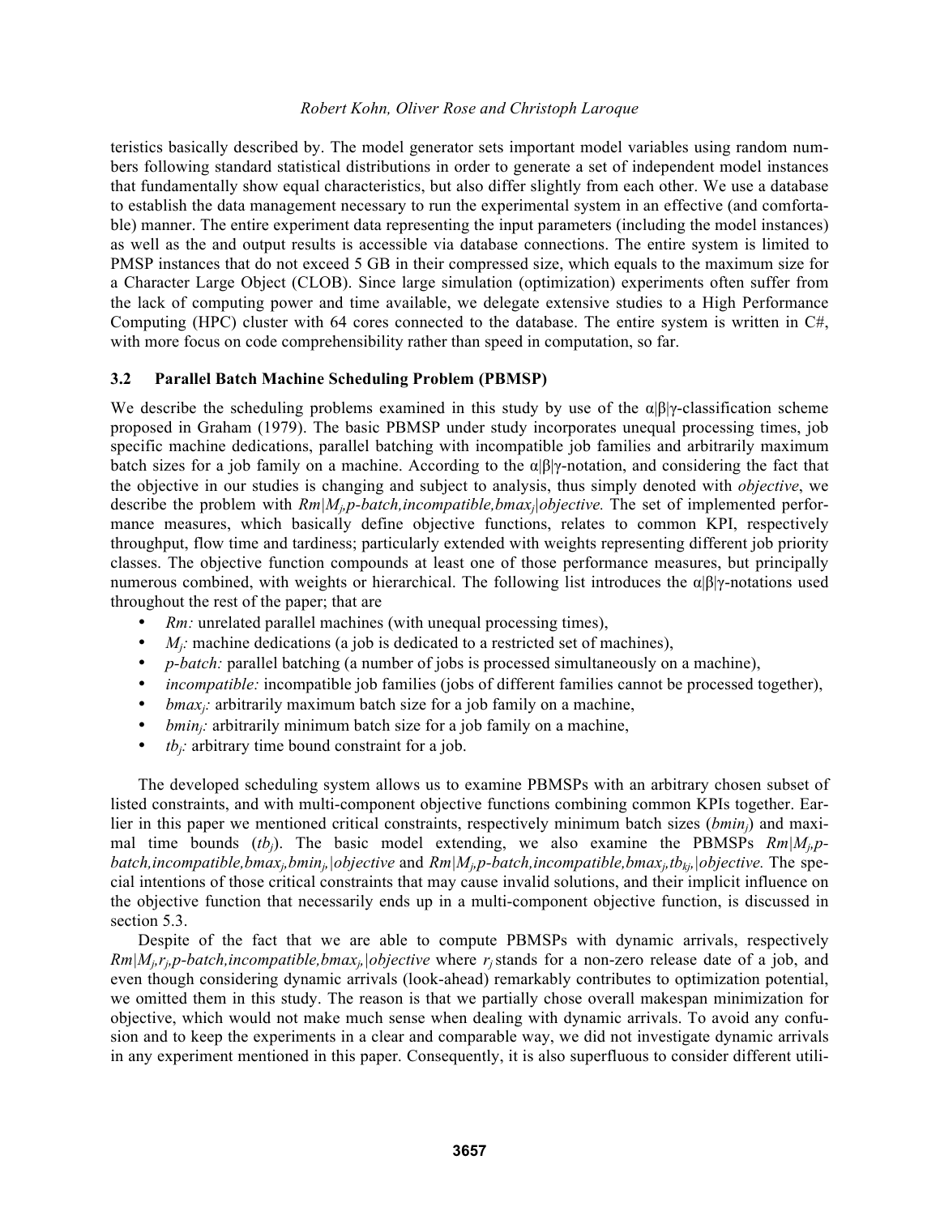teristics basically described by. The model generator sets important model variables using random numbers following standard statistical distributions in order to generate a set of independent model instances that fundamentally show equal characteristics, but also differ slightly from each other. We use a database to establish the data management necessary to run the experimental system in an effective (and comfortable) manner. The entire experiment data representing the input parameters (including the model instances) as well as the and output results is accessible via database connections. The entire system is limited to PMSP instances that do not exceed 5 GB in their compressed size, which equals to the maximum size for a Character Large Object (CLOB). Since large simulation (optimization) experiments often suffer from the lack of computing power and time available, we delegate extensive studies to a High Performance Computing (HPC) cluster with 64 cores connected to the database. The entire system is written in C#, with more focus on code comprehensibility rather than speed in computation, so far.

### 3.2 Parallel Batch Machine Scheduling Problem (PBMSP)

We describe the scheduling problems examined in this study by use of the α|β|γ-classification scheme proposed in Graham (1979). The basic PBMSP under study incorporates unequal processing times, job specific machine dedications, parallel batching with incompatible job families and arbitrarily maximum batch sizes for a job family on a machine. According to the α|β|γ-notation, and considering the fact that the objective in our studies is changing and subject to analysis, thus simply denoted with *objective*, we describe the problem with $Rm|M_j,p\text{-}batch,incompatible,bmax_j|objective$. The set of implemented performance measures, which basically define objective functions, relates to common KPI, respectively throughput, flow time and tardiness; particularly extended with weights representing different job priority classes. The objective function compounds at least one of those performance measures, but principally numerous combined, with weights or hierarchical. The following list introduces the α|β|γ-notations used throughout the rest of the paper; that are

- $Rm$: unrelated parallel machines (with unequal processing times),
- $M_j$: machine dedications (a job is dedicated to a restricted set of machines),
- *p-batch:* parallel batching (a number of jobs is processed simultaneously on a machine),
- *incompatible:* incompatible job families (jobs of different families cannot be processed together),
- $bmax_j$: arbitrarily maximum batch size for a job family on a machine,
- $bmin_j$: arbitrarily minimum batch size for a job family on a machine,
- $tb_j$: arbitrary time bound constraint for a job.

The developed scheduling system allows us to examine PBMSPs with an arbitrary chosen subset of listed constraints, and with multi-component objective functions combining common KPIs together. Earlier in this paper we mentioned critical constraints, respectively minimum batch sizes ($bmin_j$) and maximal time bounds ($tb_j$). The basic model extending, we also examine the PBMSPs $Rm|M_j,p\text{-}batch,incompatible,bmax_j,bmin_j,|objective$ and $Rm|M_j,p\text{-}batch,incompatible,bmax_j,tb_{kj},|objective$. The special intentions of those critical constraints that may cause invalid solutions, and their implicit influence on the objective function that necessarily ends up in a multi-component objective function, is discussed in section 5.3.

Despite of the fact that we are able to compute PBMSPs with dynamic arrivals, respectively $Rm|M_j,r_j,p\text{-}batch,incompatible,bmax_j,|objective$ where $r_j$ stands for a non-zero release date of a job, and even though considering dynamic arrivals (look-ahead) remarkably contributes to optimization potential, we omitted them in this study. The reason is that we partially chose overall makespan minimization for objective, which would not make much sense when dealing with dynamic arrivals. To avoid any confusion and to keep the experiments in a clear and comparable way, we did not investigate dynamic arrivals in any experiment mentioned in this paper. Consequently, it is also superfluous to consider different utili-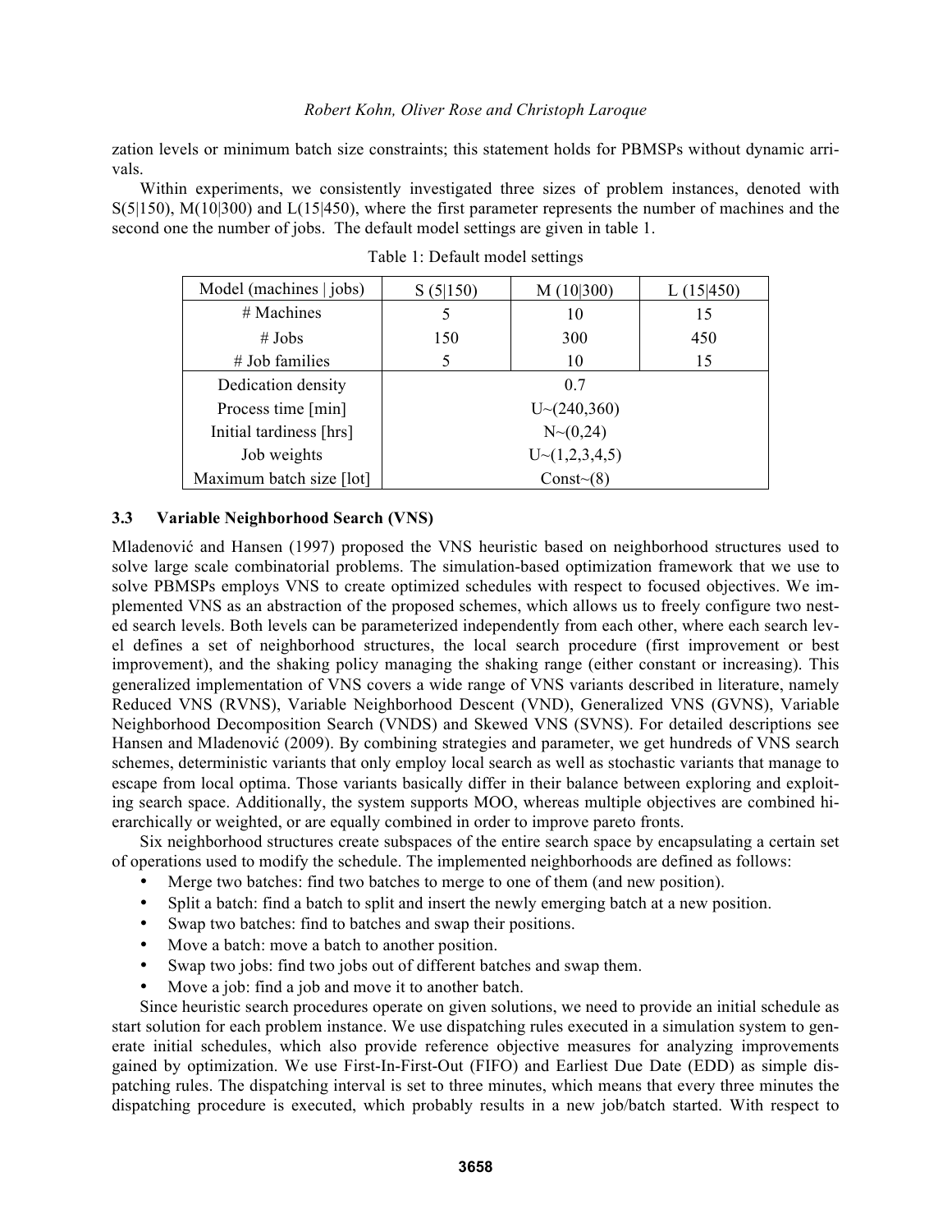zation levels or minimum batch size constraints; this statement holds for PBMSPs without dynamic arrivals.

Within experiments, we consistently investigated three sizes of problem instances, denoted with S(5|150), M(10|300) and L(15|450), where the first parameter represents the number of machines and the second one the number of jobs. The default model settings are given in table 1.

Table 1: Default model settings

| Model (machines \| jobs) | S (5\|150) | M (10\|300) | L (15\|450) |
|---|---|---|---|
| # Machines | 5 | 10 | 15 |
| # Jobs | 150 | 300 | 450 |
| # Job families | 5 | 10 | 15 |
| Dedication density | 0.7 | | |
| Process time [min] | U~(240,360) | | |
| Initial tardiness [hrs] | N~(0,24) | | |
| Job weights | U~(1,2,3,4,5) | | |
| Maximum batch size [lot] | Const~(8) | | |

### 3.3 Variable Neighborhood Search (VNS)

Mladenović and Hansen (1997) proposed the VNS heuristic based on neighborhood structures used to solve large scale combinatorial problems. The simulation-based optimization framework that we use to solve PBMSPs employs VNS to create optimized schedules with respect to focused objectives. We implemented VNS as an abstraction of the proposed schemes, which allows us to freely configure two nested search levels. Both levels can be parameterized independently from each other, where each search level defines a set of neighborhood structures, the local search procedure (first improvement or best improvement), and the shaking policy managing the shaking range (either constant or increasing). This generalized implementation of VNS covers a wide range of VNS variants described in literature, namely Reduced VNS (RVNS), Variable Neighborhood Descent (VND), Generalized VNS (GVNS), Variable Neighborhood Decomposition Search (VNDS) and Skewed VNS (SVNS). For detailed descriptions see Hansen and Mladenović (2009). By combining strategies and parameter, we get hundreds of VNS search schemes, deterministic variants that only employ local search as well as stochastic variants that manage to escape from local optima. Those variants basically differ in their balance between exploring and exploiting search space. Additionally, the system supports MOO, whereas multiple objectives are combined hierarchically or weighted, or are equally combined in order to improve pareto fronts.

Six neighborhood structures create subspaces of the entire search space by encapsulating a certain set of operations used to modify the schedule. The implemented neighborhoods are defined as follows:

- Merge two batches: find two batches to merge to one of them (and new position).
- Split a batch: find a batch to split and insert the newly emerging batch at a new position.
- Swap two batches: find to batches and swap their positions.
- Move a batch: move a batch to another position.
- Swap two jobs: find two jobs out of different batches and swap them.
- Move a job: find a job and move it to another batch.

Since heuristic search procedures operate on given solutions, we need to provide an initial schedule as start solution for each problem instance. We use dispatching rules executed in a simulation system to generate initial schedules, which also provide reference objective measures for analyzing improvements gained by optimization. We use First-In-First-Out (FIFO) and Earliest Due Date (EDD) as simple dispatching rules. The dispatching interval is set to three minutes, which means that every three minutes the dispatching procedure is executed, which probably results in a new job/batch started. With respect to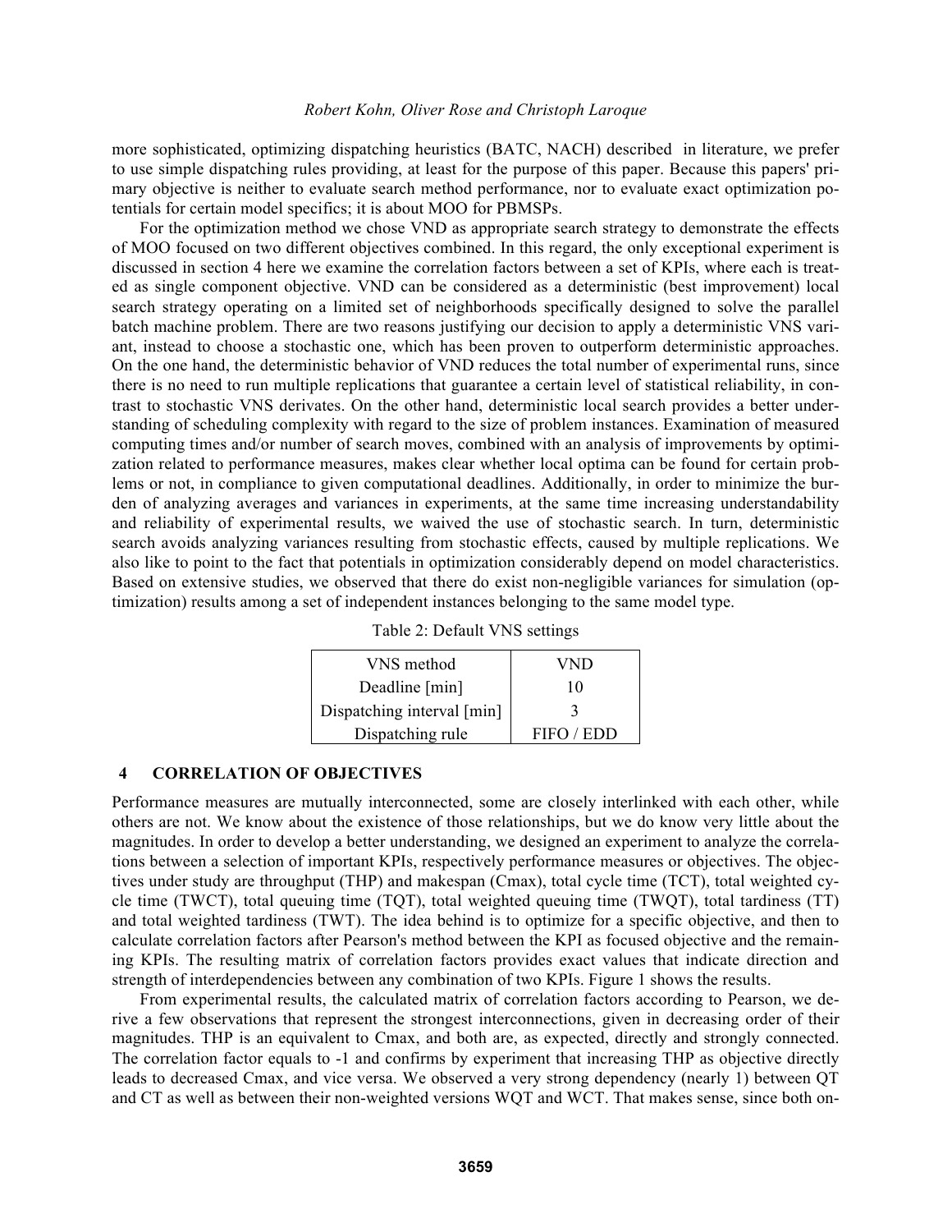more sophisticated, optimizing dispatching heuristics (BATC, NACH) described in literature, we prefer to use simple dispatching rules providing, at least for the purpose of this paper. Because this papers' primary objective is neither to evaluate search method performance, nor to evaluate exact optimization potentials for certain model specifics; it is about MOO for PBMSPs.

For the optimization method we chose VND as appropriate search strategy to demonstrate the effects of MOO focused on two different objectives combined. In this regard, the only exceptional experiment is discussed in section 4 here we examine the correlation factors between a set of KPIs, where each is treated as single component objective. VND can be considered as a deterministic (best improvement) local search strategy operating on a limited set of neighborhoods specifically designed to solve the parallel batch machine problem. There are two reasons justifying our decision to apply a deterministic VNS variant, instead to choose a stochastic one, which has been proven to outperform deterministic approaches. On the one hand, the deterministic behavior of VND reduces the total number of experimental runs, since there is no need to run multiple replications that guarantee a certain level of statistical reliability, in contrast to stochastic VNS derivates. On the other hand, deterministic local search provides a better understanding of scheduling complexity with regard to the size of problem instances. Examination of measured computing times and/or number of search moves, combined with an analysis of improvements by optimization related to performance measures, makes clear whether local optima can be found for certain problems or not, in compliance to given computational deadlines. Additionally, in order to minimize the burden of analyzing averages and variances in experiments, at the same time increasing understandability and reliability of experimental results, we waived the use of stochastic search. In turn, deterministic search avoids analyzing variances resulting from stochastic effects, caused by multiple replications. We also like to point to the fact that potentials in optimization considerably depend on model characteristics. Based on extensive studies, we observed that there do exist non-negligible variances for simulation (optimization) results among a set of independent instances belonging to the same model type.

Table 2: Default VNS settings

| VNS method | VND |
|---|---|
| Deadline [min] | 10 |
| Dispatching interval [min] | 3 |
| Dispatching rule | FIFO / EDD |

## 4 CORRELATION OF OBJECTIVES

Performance measures are mutually interconnected, some are closely interlinked with each other, while others are not. We know about the existence of those relationships, but we do know very little about the magnitudes. In order to develop a better understanding, we designed an experiment to analyze the correlations between a selection of important KPIs, respectively performance measures or objectives. The objectives under study are throughput (THP) and makespan (Cmax), total cycle time (TCT), total weighted cycle time (TWCT), total queuing time (TQT), total weighted queuing time (TWQT), total tardiness (TT) and total weighted tardiness (TWT). The idea behind is to optimize for a specific objective, and then to calculate correlation factors after Pearson's method between the KPI as focused objective and the remaining KPIs. The resulting matrix of correlation factors provides exact values that indicate direction and strength of interdependencies between any combination of two KPIs. Figure 1 shows the results.

From experimental results, the calculated matrix of correlation factors according to Pearson, we derive a few observations that represent the strongest interconnections, given in decreasing order of their magnitudes. THP is an equivalent to Cmax, and both are, as expected, directly and strongly connected. The correlation factor equals to -1 and confirms by experiment that increasing THP as objective directly leads to decreased Cmax, and vice versa. We observed a very strong dependency (nearly 1) between QT and CT as well as between their non-weighted versions WQT and WCT. That makes sense, since both on-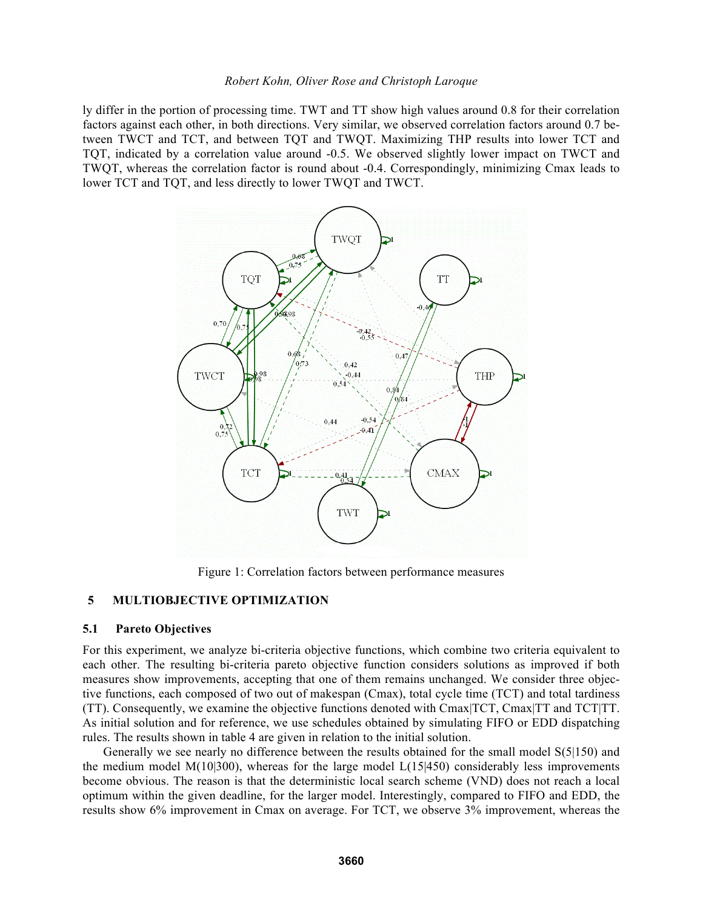ly differ in the portion of processing time. TWT and TT show high values around 0.8 for their correlation factors against each other, in both directions. Very similar, we observed correlation factors around 0.7 between TWCT and TCT, and between TQT and TWQT. Maximizing THP results into lower TCT and TQT, indicated by a correlation value around -0.5. We observed slightly lower impact on TWCT and TWQT, whereas the correlation factor is round about -0.4. Correspondingly, minimizing Cmax leads to lower TCT and TQT, and less directly to lower TWQT and TWCT.

Figure 1: Correlation factors between performance measures

## 5 MULTIOBJECTIVE OPTIMIZATION

### 5.1 Pareto Objectives

For this experiment, we analyze bi-criteria objective functions, which combine two criteria equivalent to each other. The resulting bi-criteria pareto objective function considers solutions as improved if both measures show improvements, accepting that one of them remains unchanged. We consider three objective functions, each composed of two out of makespan (Cmax), total cycle time (TCT) and total tardiness (TT). Consequently, we examine the objective functions denoted with Cmax|TCT, Cmax|TT and TCT|TT. As initial solution and for reference, we use schedules obtained by simulating FIFO or EDD dispatching rules. The results shown in table 4 are given in relation to the initial solution.

Generally we see nearly no difference between the results obtained for the small model S(5|150) and the medium model M(10|300), whereas for the large model L(15|450) considerably less improvements become obvious. The reason is that the deterministic local search scheme (VND) does not reach a local optimum within the given deadline, for the larger model. Interestingly, compared to FIFO and EDD, the results show 6% improvement in Cmax on average. For TCT, we observe 3% improvement, whereas the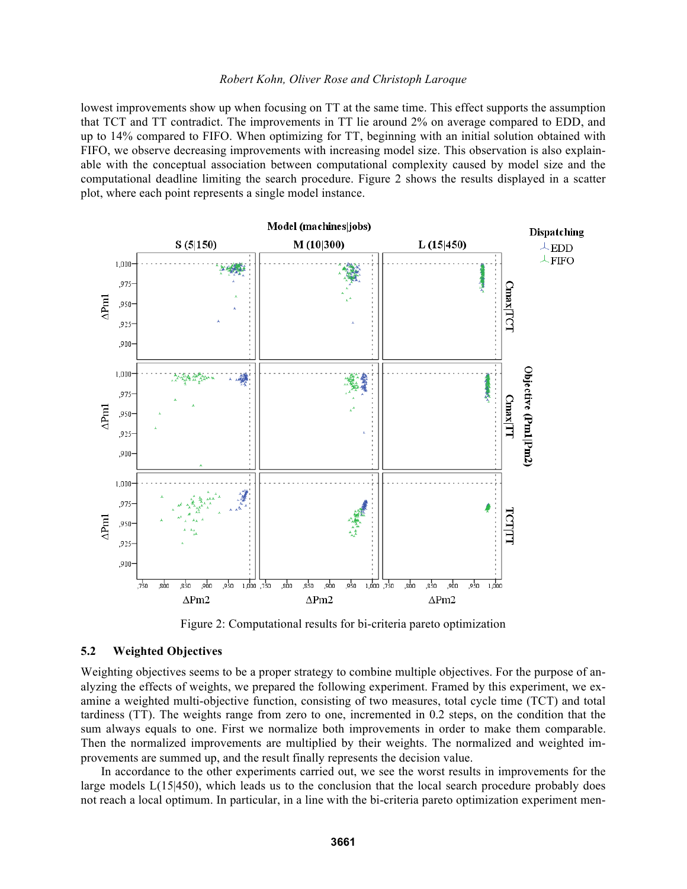lowest improvements show up when focusing on TT at the same time. This effect supports the assumption that TCT and TT contradict. The improvements in TT lie around 2% on average compared to EDD, and up to 14% compared to FIFO. When optimizing for TT, beginning with an initial solution obtained with FIFO, we observe decreasing improvements with increasing model size. This observation is also explainable with the conceptual association between computational complexity caused by model size and the computational deadline limiting the search procedure. Figure 2 shows the results displayed in a scatter plot, where each point represents a single model instance.

Figure 2: Computational results for bi-criteria pareto optimization

### 5.2 Weighted Objectives

Weighting objectives seems to be a proper strategy to combine multiple objectives. For the purpose of analyzing the effects of weights, we prepared the following experiment. Framed by this experiment, we examine a weighted multi-objective function, consisting of two measures, total cycle time (TCT) and total tardiness (TT). The weights range from zero to one, incremented in 0.2 steps, on the condition that the sum always equals to one. First we normalize both improvements in order to make them comparable. Then the normalized improvements are multiplied by their weights. The normalized and weighted improvements are summed up, and the result finally represents the decision value.

In accordance to the other experiments carried out, we see the worst results in improvements for the large models L(15|450), which leads us to the conclusion that the local search procedure probably does not reach a local optimum. In particular, in a line with the bi-criteria pareto optimization experiment men-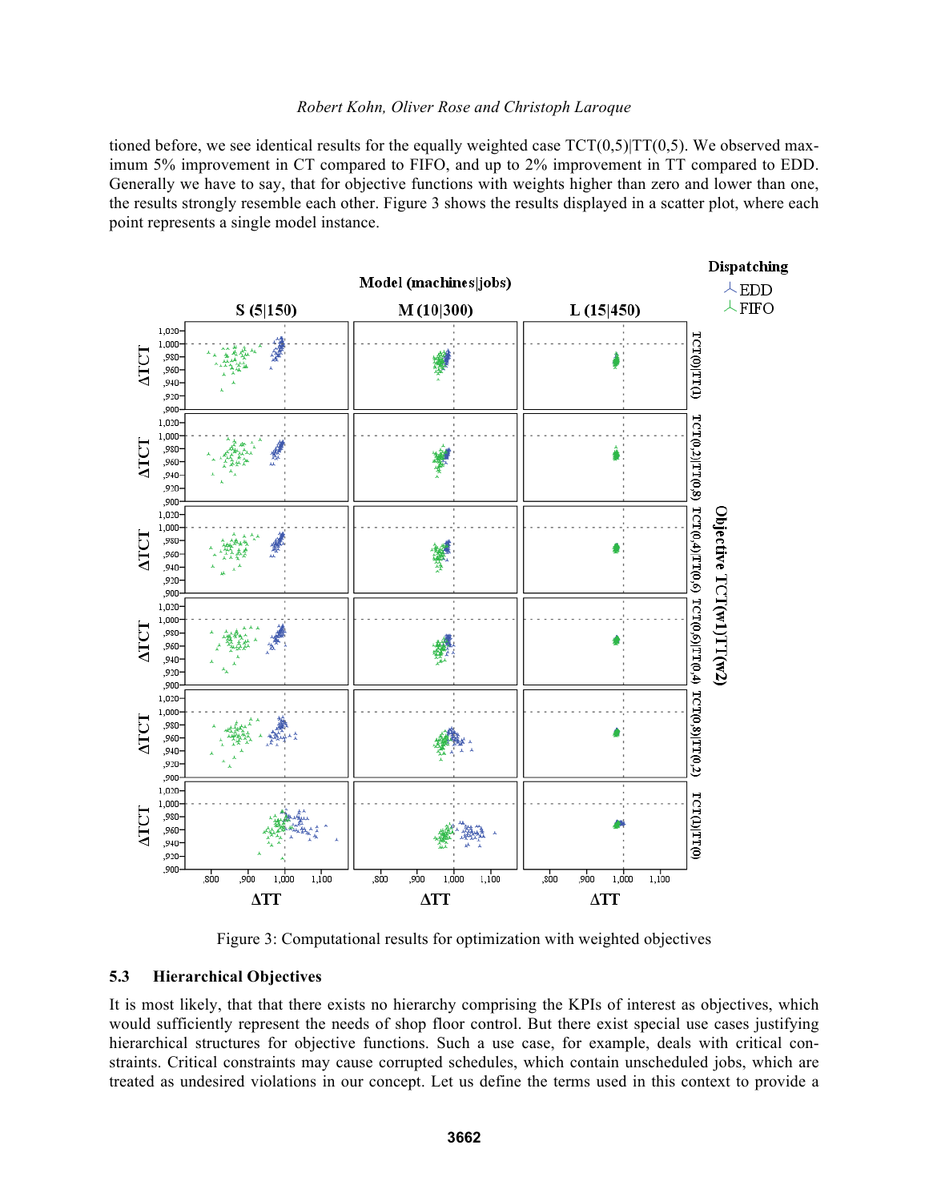tioned before, we see identical results for the equally weighted case TCT(0,5)|TT(0,5). We observed maximum 5% improvement in CT compared to FIFO, and up to 2% improvement in TT compared to EDD. Generally we have to say, that for objective functions with weights higher than zero and lower than one, the results strongly resemble each other. Figure 3 shows the results displayed in a scatter plot, where each point represents a single model instance.

Figure 3: Computational results for optimization with weighted objectives

### 5.3 Hierarchical Objectives

It is most likely, that that there exists no hierarchy comprising the KPIs of interest as objectives, which would sufficiently represent the needs of shop floor control. But there exist special use cases justifying hierarchical structures for objective functions. Such a use case, for example, deals with critical constraints. Critical constraints may cause corrupted schedules, which contain unscheduled jobs, which are treated as undesired violations in our concept. Let us define the terms used in this context to provide a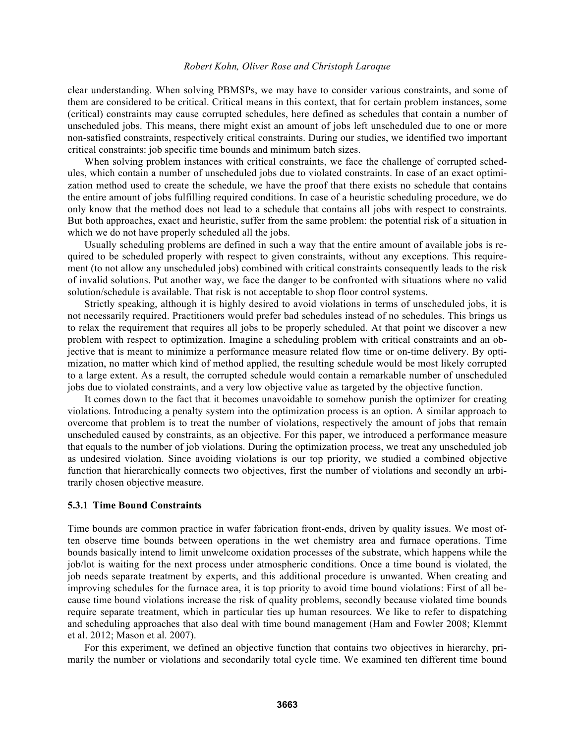clear understanding. When solving PBMSPs, we may have to consider various constraints, and some of them are considered to be critical. Critical means in this context, that for certain problem instances, some (critical) constraints may cause corrupted schedules, here defined as schedules that contain a number of unscheduled jobs. This means, there might exist an amount of jobs left unscheduled due to one or more non-satisfied constraints, respectively critical constraints. During our studies, we identified two important critical constraints: job specific time bounds and minimum batch sizes.

When solving problem instances with critical constraints, we face the challenge of corrupted schedules, which contain a number of unscheduled jobs due to violated constraints. In case of an exact optimization method used to create the schedule, we have the proof that there exists no schedule that contains the entire amount of jobs fulfilling required conditions. In case of a heuristic scheduling procedure, we do only know that the method does not lead to a schedule that contains all jobs with respect to constraints. But both approaches, exact and heuristic, suffer from the same problem: the potential risk of a situation in which we do not have properly scheduled all the jobs.

Usually scheduling problems are defined in such a way that the entire amount of available jobs is required to be scheduled properly with respect to given constraints, without any exceptions. This requirement (to not allow any unscheduled jobs) combined with critical constraints consequently leads to the risk of invalid solutions. Put another way, we face the danger to be confronted with situations where no valid solution/schedule is available. That risk is not acceptable to shop floor control systems.

Strictly speaking, although it is highly desired to avoid violations in terms of unscheduled jobs, it is not necessarily required. Practitioners would prefer bad schedules instead of no schedules. This brings us to relax the requirement that requires all jobs to be properly scheduled. At that point we discover a new problem with respect to optimization. Imagine a scheduling problem with critical constraints and an objective that is meant to minimize a performance measure related flow time or on-time delivery. By optimization, no matter which kind of method applied, the resulting schedule would be most likely corrupted to a large extent. As a result, the corrupted schedule would contain a remarkable number of unscheduled jobs due to violated constraints, and a very low objective value as targeted by the objective function.

It comes down to the fact that it becomes unavoidable to somehow punish the optimizer for creating violations. Introducing a penalty system into the optimization process is an option. A similar approach to overcome that problem is to treat the number of violations, respectively the amount of jobs that remain unscheduled caused by constraints, as an objective. For this paper, we introduced a performance measure that equals to the number of job violations. During the optimization process, we treat any unscheduled job as undesired violation. Since avoiding violations is our top priority, we studied a combined objective function that hierarchically connects two objectives, first the number of violations and secondly an arbitrarily chosen objective measure.

#### 5.3.1 Time Bound Constraints

Time bounds are common practice in wafer fabrication front-ends, driven by quality issues. We most often observe time bounds between operations in the wet chemistry area and furnace operations. Time bounds basically intend to limit unwelcome oxidation processes of the substrate, which happens while the job/lot is waiting for the next process under atmospheric conditions. Once a time bound is violated, the job needs separate treatment by experts, and this additional procedure is unwanted. When creating and improving schedules for the furnace area, it is top priority to avoid time bound violations: First of all because time bound violations increase the risk of quality problems, secondly because violated time bounds require separate treatment, which in particular ties up human resources. We like to refer to dispatching and scheduling approaches that also deal with time bound management (Ham and Fowler 2008; Klemmt et al. 2012; Mason et al. 2007).

For this experiment, we defined an objective function that contains two objectives in hierarchy, primarily the number or violations and secondarily total cycle time. We examined ten different time bound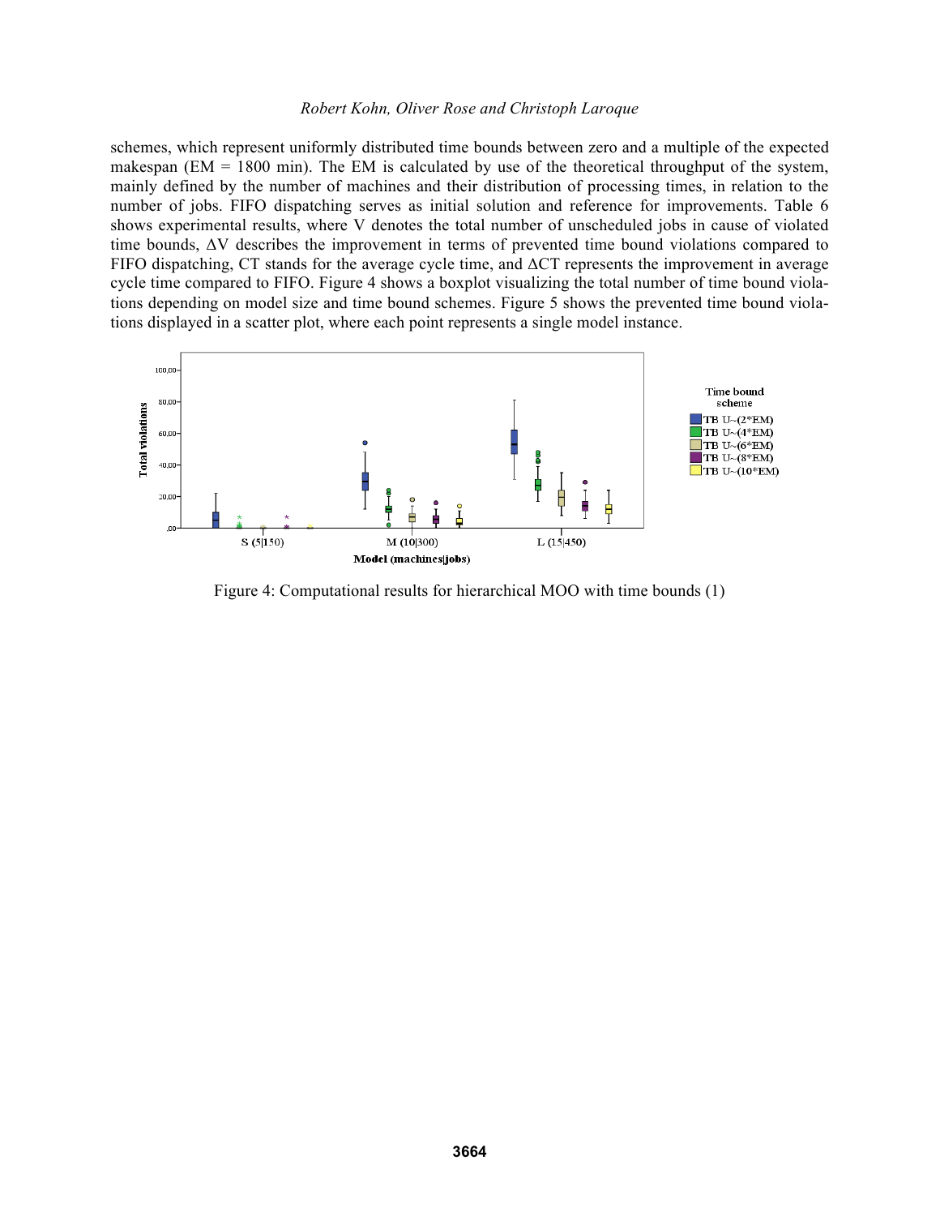schemes, which represent uniformly distributed time bounds between zero and a multiple of the expected makespan (EM = 1800 min). The EM is calculated by use of the theoretical throughput of the system, mainly defined by the number of machines and their distribution of processing times, in relation to the number of jobs. FIFO dispatching serves as initial solution and reference for improvements. Table 6 shows experimental results, where V denotes the total number of unscheduled jobs in cause of violated time bounds, ΔV describes the improvement in terms of prevented time bound violations compared to FIFO dispatching, CT stands for the average cycle time, and ΔCT represents the improvement in average cycle time compared to FIFO. Figure 4 shows a boxplot visualizing the total number of time bound violations depending on model size and time bound schemes. Figure 5 shows the prevented time bound violations displayed in a scatter plot, where each point represents a single model instance.

Figure 4: Computational results for hierarchical MOO with time bounds (1)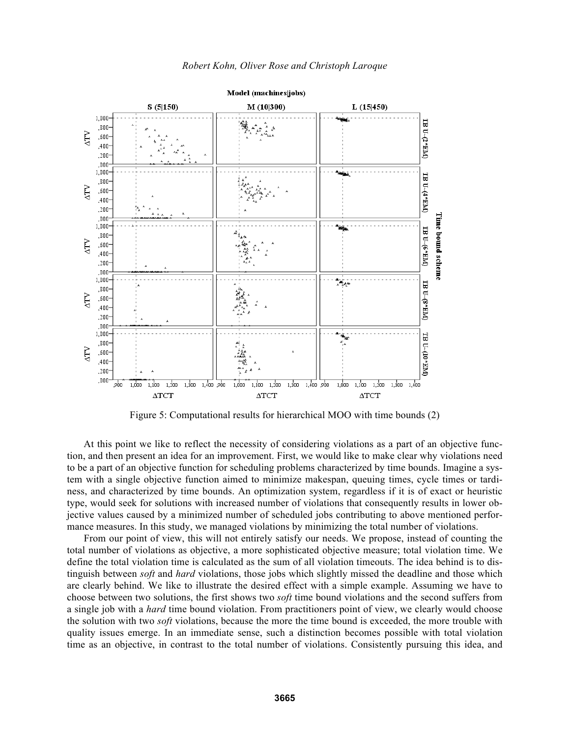Figure 5: Computational results for hierarchical MOO with time bounds (2)

At this point we like to reflect the necessity of considering violations as a part of an objective function, and then present an idea for an improvement. First, we would like to make clear why violations need to be a part of an objective function for scheduling problems characterized by time bounds. Imagine a system with a single objective function aimed to minimize makespan, queuing times, cycle times or tardiness, and characterized by time bounds. An optimization system, regardless if it is of exact or heuristic type, would seek for solutions with increased number of violations that consequently results in lower objective values caused by a minimized number of scheduled jobs contributing to above mentioned performance measures. In this study, we managed violations by minimizing the total number of violations.

From our point of view, this will not entirely satisfy our needs. We propose, instead of counting the total number of violations as objective, a more sophisticated objective measure; total violation time. We define the total violation time is calculated as the sum of all violation timeouts. The idea behind is to distinguish between *soft* and *hard* violations, those jobs which slightly missed the deadline and those which are clearly behind. We like to illustrate the desired effect with a simple example. Assuming we have to choose between two solutions, the first shows two *soft* time bound violations and the second suffers from a single job with a *hard* time bound violation. From practitioners point of view, we clearly would choose the solution with two *soft* violations, because the more the time bound is exceeded, the more trouble with quality issues emerge. In an immediate sense, such a distinction becomes possible with total violation time as an objective, in contrast to the total number of violations. Consistently pursuing this idea, and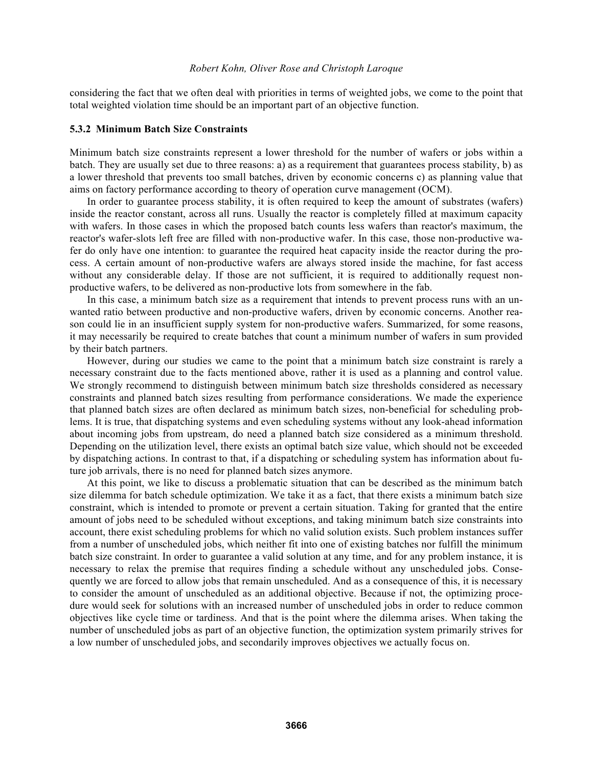considering the fact that we often deal with priorities in terms of weighted jobs, we come to the point that total weighted violation time should be an important part of an objective function.

### 5.3.2 Minimum Batch Size Constraints

Minimum batch size constraints represent a lower threshold for the number of wafers or jobs within a batch. They are usually set due to three reasons: a) as a requirement that guarantees process stability, b) as a lower threshold that prevents too small batches, driven by economic concerns c) as planning value that aims on factory performance according to theory of operation curve management (OCM).

In order to guarantee process stability, it is often required to keep the amount of substrates (wafers) inside the reactor constant, across all runs. Usually the reactor is completely filled at maximum capacity with wafers. In those cases in which the proposed batch counts less wafers than reactor's maximum, the reactor's wafer-slots left free are filled with non-productive wafer. In this case, those non-productive wafer do only have one intention: to guarantee the required heat capacity inside the reactor during the process. A certain amount of non-productive wafers are always stored inside the machine, for fast access without any considerable delay. If those are not sufficient, it is required to additionally request non-productive wafers, to be delivered as non-productive lots from somewhere in the fab.

In this case, a minimum batch size as a requirement that intends to prevent process runs with an unwanted ratio between productive and non-productive wafers, driven by economic concerns. Another reason could lie in an insufficient supply system for non-productive wafers. Summarized, for some reasons, it may necessarily be required to create batches that count a minimum number of wafers in sum provided by their batch partners.

However, during our studies we came to the point that a minimum batch size constraint is rarely a necessary constraint due to the facts mentioned above, rather it is used as a planning and control value. We strongly recommend to distinguish between minimum batch size thresholds considered as necessary constraints and planned batch sizes resulting from performance considerations. We made the experience that planned batch sizes are often declared as minimum batch sizes, non-beneficial for scheduling problems. It is true, that dispatching systems and even scheduling systems without any look-ahead information about incoming jobs from upstream, do need a planned batch size considered as a minimum threshold. Depending on the utilization level, there exists an optimal batch size value, which should not be exceeded by dispatching actions. In contrast to that, if a dispatching or scheduling system has information about future job arrivals, there is no need for planned batch sizes anymore.

At this point, we like to discuss a problematic situation that can be described as the minimum batch size dilemma for batch schedule optimization. We take it as a fact, that there exists a minimum batch size constraint, which is intended to promote or prevent a certain situation. Taking for granted that the entire amount of jobs need to be scheduled without exceptions, and taking minimum batch size constraints into account, there exist scheduling problems for which no valid solution exists. Such problem instances suffer from a number of unscheduled jobs, which neither fit into one of existing batches nor fulfill the minimum batch size constraint. In order to guarantee a valid solution at any time, and for any problem instance, it is necessary to relax the premise that requires finding a schedule without any unscheduled jobs. Consequently we are forced to allow jobs that remain unscheduled. And as a consequence of this, it is necessary to consider the amount of unscheduled as an additional objective. Because if not, the optimizing procedure would seek for solutions with an increased number of unscheduled jobs in order to reduce common objectives like cycle time or tardiness. And that is the point where the dilemma arises. When taking the number of unscheduled jobs as part of an objective function, the optimization system primarily strives for a low number of unscheduled jobs, and secondarily improves objectives we actually focus on.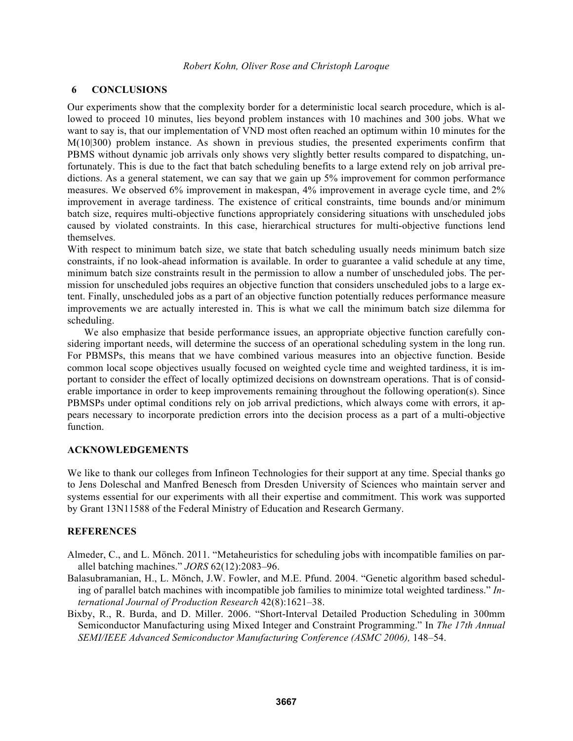## 6 CONCLUSIONS

Our experiments show that the complexity border for a deterministic local search procedure, which is allowed to proceed 10 minutes, lies beyond problem instances with 10 machines and 300 jobs. What we want to say is, that our implementation of VND most often reached an optimum within 10 minutes for the M(10|300) problem instance. As shown in previous studies, the presented experiments confirm that PBMS without dynamic job arrivals only shows very slightly better results compared to dispatching, unfortunately. This is due to the fact that batch scheduling benefits to a large extend rely on job arrival predictions. As a general statement, we can say that we gain up 5% improvement for common performance measures. We observed 6% improvement in makespan, 4% improvement in average cycle time, and 2% improvement in average tardiness. The existence of critical constraints, time bounds and/or minimum batch size, requires multi-objective functions appropriately considering situations with unscheduled jobs caused by violated constraints. In this case, hierarchical structures for multi-objective functions lend themselves.

With respect to minimum batch size, we state that batch scheduling usually needs minimum batch size constraints, if no look-ahead information is available. In order to guarantee a valid schedule at any time, minimum batch size constraints result in the permission to allow a number of unscheduled jobs. The permission for unscheduled jobs requires an objective function that considers unscheduled jobs to a large extent. Finally, unscheduled jobs as a part of an objective function potentially reduces performance measure improvements we are actually interested in. This is what we call the minimum batch size dilemma for scheduling.

We also emphasize that beside performance issues, an appropriate objective function carefully considering important needs, will determine the success of an operational scheduling system in the long run. For PBMSPs, this means that we have combined various measures into an objective function. Beside common local scope objectives usually focused on weighted cycle time and weighted tardiness, it is important to consider the effect of locally optimized decisions on downstream operations. That is of considerable importance in order to keep improvements remaining throughout the following operation(s). Since PBMSPs under optimal conditions rely on job arrival predictions, which always come with errors, it appears necessary to incorporate prediction errors into the decision process as a part of a multi-objective function.

## ACKNOWLEDGEMENTS

We like to thank our colleges from Infineon Technologies for their support at any time. Special thanks go to Jens Doleschal and Manfred Benesch from Dresden University of Sciences who maintain server and systems essential for our experiments with all their expertise and commitment. This work was supported by Grant 13N11588 of the Federal Ministry of Education and Research Germany.

## REFERENCES

Almeder, C., and L. Mönch. 2011. "Metaheuristics for scheduling jobs with incompatible families on parallel batching machines." *JORS* 62(12):2083–96.

Balasubramanian, H., L. Mönch, J.W. Fowler, and M.E. Pfund. 2004. "Genetic algorithm based scheduling of parallel batch machines with incompatible job families to minimize total weighted tardiness." *International Journal of Production Research* 42(8):1621–38.

Bixby, R., R. Burda, and D. Miller. 2006. "Short-Interval Detailed Production Scheduling in 300mm Semiconductor Manufacturing using Mixed Integer and Constraint Programming." In *The 17th Annual SEMI/IEEE Advanced Semiconductor Manufacturing Conference (ASMC 2006),* 148–54.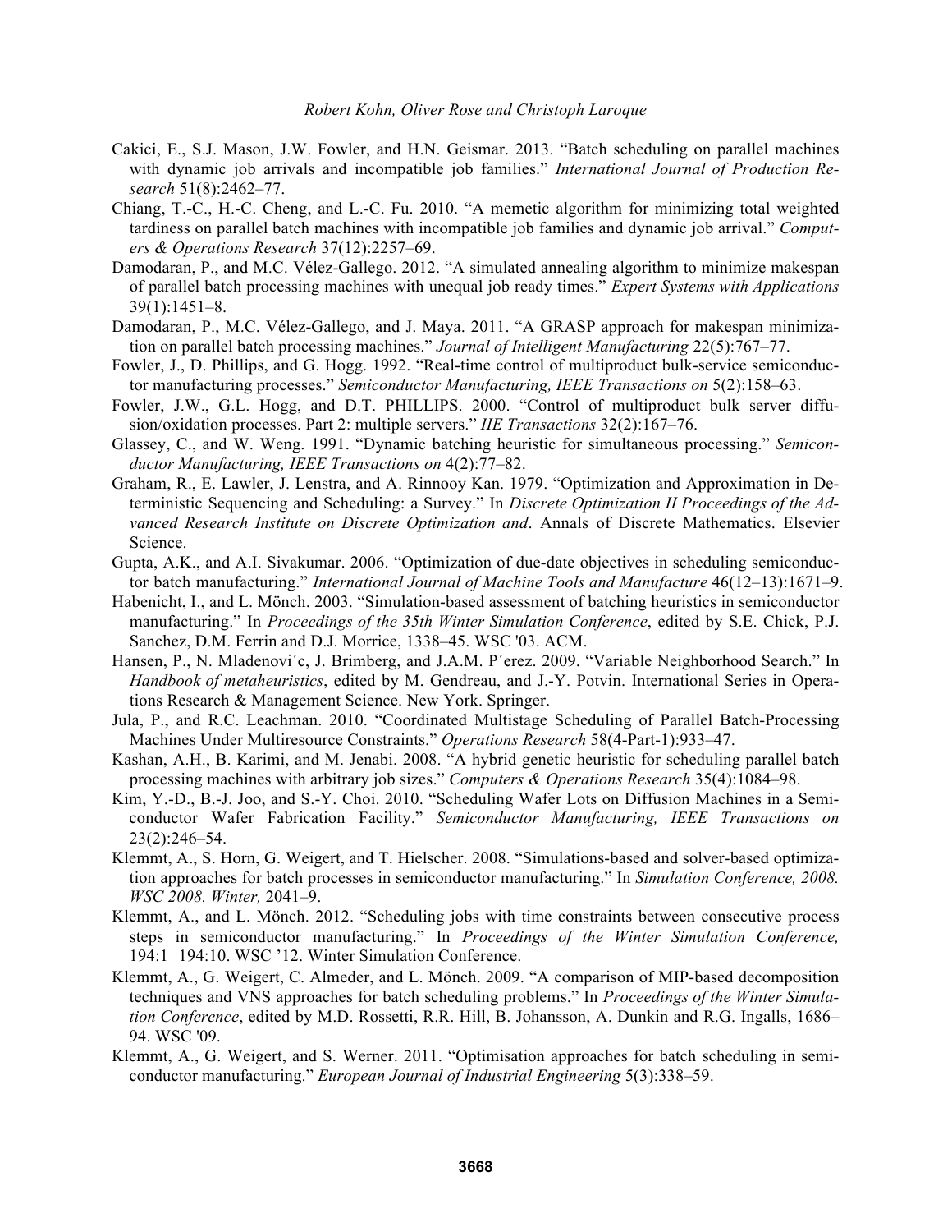Cakici, E., S.J. Mason, J.W. Fowler, and H.N. Geismar. 2013. "Batch scheduling on parallel machines with dynamic job arrivals and incompatible job families." *International Journal of Production Research* 51(8):2462–77.

Chiang, T.-C., H.-C. Cheng, and L.-C. Fu. 2010. "A memetic algorithm for minimizing total weighted tardiness on parallel batch machines with incompatible job families and dynamic job arrival." *Computers & Operations Research* 37(12):2257–69.

Damodaran, P., and M.C. Vélez-Gallego. 2012. "A simulated annealing algorithm to minimize makespan of parallel batch processing machines with unequal job ready times." *Expert Systems with Applications* 39(1):1451–8.

Damodaran, P., M.C. Vélez-Gallego, and J. Maya. 2011. "A GRASP approach for makespan minimization on parallel batch processing machines." *Journal of Intelligent Manufacturing* 22(5):767–77.

Fowler, J., D. Phillips, and G. Hogg. 1992. "Real-time control of multiproduct bulk-service semiconductor manufacturing processes." *Semiconductor Manufacturing, IEEE Transactions on* 5(2):158–63.

Fowler, J.W., G.L. Hogg, and D.T. PHILLIPS. 2000. "Control of multiproduct bulk server diffusion/oxidation processes. Part 2: multiple servers." *IIE Transactions* 32(2):167–76.

Glassey, C., and W. Weng. 1991. "Dynamic batching heuristic for simultaneous processing." *Semiconductor Manufacturing, IEEE Transactions on* 4(2):77–82.

Graham, R., E. Lawler, J. Lenstra, and A. Rinnooy Kan. 1979. "Optimization and Approximation in Deterministic Sequencing and Scheduling: a Survey." In *Discrete Optimization II Proceedings of the Advanced Research Institute on Discrete Optimization and*. Annals of Discrete Mathematics. Elsevier Science.

Gupta, A.K., and A.I. Sivakumar. 2006. "Optimization of due-date objectives in scheduling semiconductor batch manufacturing." *International Journal of Machine Tools and Manufacture* 46(12–13):1671–9.

Habenicht, I., and L. Mönch. 2003. "Simulation-based assessment of batching heuristics in semiconductor manufacturing." In *Proceedings of the 35th Winter Simulation Conference*, edited by S.E. Chick, P.J. Sanchez, D.M. Ferrin and D.J. Morrice, 1338–45. WSC '03. ACM.

Hansen, P., N. Mladenovi´c, J. Brimberg, and J.A.M. P´erez. 2009. "Variable Neighborhood Search." In *Handbook of metaheuristics*, edited by M. Gendreau, and J.-Y. Potvin. International Series in Operations Research & Management Science. New York. Springer.

Jula, P., and R.C. Leachman. 2010. "Coordinated Multistage Scheduling of Parallel Batch-Processing Machines Under Multiresource Constraints." *Operations Research* 58(4-Part-1):933–47.

Kashan, A.H., B. Karimi, and M. Jenabi. 2008. "A hybrid genetic heuristic for scheduling parallel batch processing machines with arbitrary job sizes." *Computers & Operations Research* 35(4):1084–98.

Kim, Y.-D., B.-J. Joo, and S.-Y. Choi. 2010. "Scheduling Wafer Lots on Diffusion Machines in a Semiconductor Wafer Fabrication Facility." *Semiconductor Manufacturing, IEEE Transactions on* 23(2):246–54.

Klemmt, A., S. Horn, G. Weigert, and T. Hielscher. 2008. "Simulations-based and solver-based optimization approaches for batch processes in semiconductor manufacturing." In *Simulation Conference, 2008. WSC 2008. Winter,* 2041–9.

Klemmt, A., and L. Mönch. 2012. "Scheduling jobs with time constraints between consecutive process steps in semiconductor manufacturing." In *Proceedings of the Winter Simulation Conference,* 194:1 194:10. WSC '12. Winter Simulation Conference.

Klemmt, A., G. Weigert, C. Almeder, and L. Mönch. 2009. "A comparison of MIP-based decomposition techniques and VNS approaches for batch scheduling problems." In *Proceedings of the Winter Simulation Conference*, edited by M.D. Rossetti, R.R. Hill, B. Johansson, A. Dunkin and R.G. Ingalls, 1686–94. WSC '09.

Klemmt, A., G. Weigert, and S. Werner. 2011. "Optimisation approaches for batch scheduling in semiconductor manufacturing." *European Journal of Industrial Engineering* 5(3):338–59.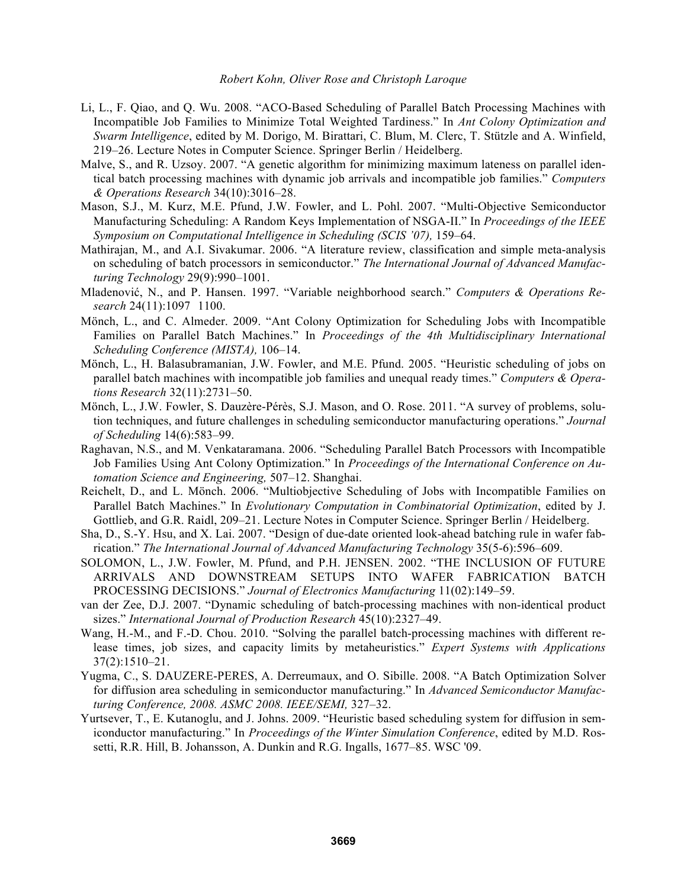Li, L., F. Qiao, and Q. Wu. 2008. "ACO-Based Scheduling of Parallel Batch Processing Machines with Incompatible Job Families to Minimize Total Weighted Tardiness." In *Ant Colony Optimization and Swarm Intelligence*, edited by M. Dorigo, M. Birattari, C. Blum, M. Clerc, T. Stützle and A. Winfield, 219–26. Lecture Notes in Computer Science. Springer Berlin / Heidelberg.

Malve, S., and R. Uzsoy. 2007. "A genetic algorithm for minimizing maximum lateness on parallel identical batch processing machines with dynamic job arrivals and incompatible job families." *Computers & Operations Research* 34(10):3016–28.

Mason, S.J., M. Kurz, M.E. Pfund, J.W. Fowler, and L. Pohl. 2007. "Multi-Objective Semiconductor Manufacturing Scheduling: A Random Keys Implementation of NSGA-II." In *Proceedings of the IEEE Symposium on Computational Intelligence in Scheduling (SCIS '07),* 159–64.

Mathirajan, M., and A.I. Sivakumar. 2006. "A literature review, classification and simple meta-analysis on scheduling of batch processors in semiconductor." *The International Journal of Advanced Manufacturing Technology* 29(9):990–1001.

Mladenović, N., and P. Hansen. 1997. "Variable neighborhood search." *Computers & Operations Research* 24(11):1097 1100.

Mönch, L., and C. Almeder. 2009. "Ant Colony Optimization for Scheduling Jobs with Incompatible Families on Parallel Batch Machines." In *Proceedings of the 4th Multidisciplinary International Scheduling Conference (MISTA),* 106–14.

Mönch, L., H. Balasubramanian, J.W. Fowler, and M.E. Pfund. 2005. "Heuristic scheduling of jobs on parallel batch machines with incompatible job families and unequal ready times." *Computers & Operations Research* 32(11):2731–50.

Mönch, L., J.W. Fowler, S. Dauzère-Pérès, S.J. Mason, and O. Rose. 2011. "A survey of problems, solution techniques, and future challenges in scheduling semiconductor manufacturing operations." *Journal of Scheduling* 14(6):583–99.

Raghavan, N.S., and M. Venkataramana. 2006. "Scheduling Parallel Batch Processors with Incompatible Job Families Using Ant Colony Optimization." In *Proceedings of the International Conference on Automation Science and Engineering,* 507–12. Shanghai.

Reichelt, D., and L. Mönch. 2006. "Multiobjective Scheduling of Jobs with Incompatible Families on Parallel Batch Machines." In *Evolutionary Computation in Combinatorial Optimization*, edited by J. Gottlieb, and G.R. Raidl, 209–21. Lecture Notes in Computer Science. Springer Berlin / Heidelberg.

Sha, D., S.-Y. Hsu, and X. Lai. 2007. "Design of due-date oriented look-ahead batching rule in wafer fabrication." *The International Journal of Advanced Manufacturing Technology* 35(5-6):596–609.

SOLOMON, L., J.W. Fowler, M. Pfund, and P.H. JENSEN. 2002. "THE INCLUSION OF FUTURE ARRIVALS AND DOWNSTREAM SETUPS INTO WAFER FABRICATION BATCH PROCESSING DECISIONS." *Journal of Electronics Manufacturing* 11(02):149–59.

van der Zee, D.J. 2007. "Dynamic scheduling of batch-processing machines with non-identical product sizes." *International Journal of Production Research* 45(10):2327–49.

Wang, H.-M., and F.-D. Chou. 2010. "Solving the parallel batch-processing machines with different release times, job sizes, and capacity limits by metaheuristics." *Expert Systems with Applications* 37(2):1510–21.

Yugma, C., S. DAUZERE-PERES, A. Derreumaux, and O. Sibille. 2008. "A Batch Optimization Solver for diffusion area scheduling in semiconductor manufacturing." In *Advanced Semiconductor Manufacturing Conference, 2008. ASMC 2008. IEEE/SEMI,* 327–32.

Yurtsever, T., E. Kutanoglu, and J. Johns. 2009. "Heuristic based scheduling system for diffusion in semiconductor manufacturing." In *Proceedings of the Winter Simulation Conference*, edited by M.D. Rossetti, R.R. Hill, B. Johansson, A. Dunkin and R.G. Ingalls, 1677–85. WSC '09.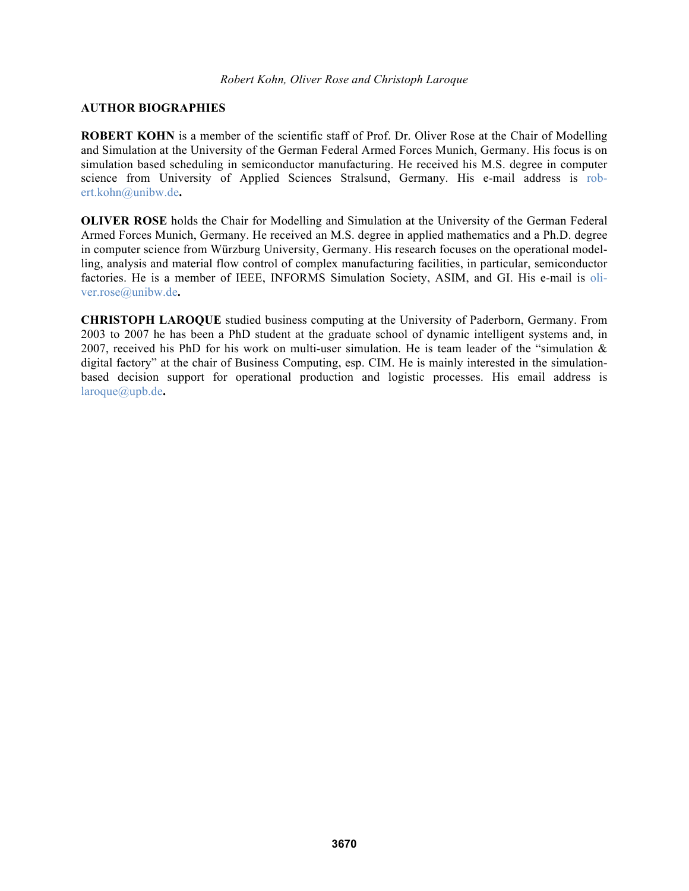## AUTHOR BIOGRAPHIES

**ROBERT KOHN** is a member of the scientific staff of Prof. Dr. Oliver Rose at the Chair of Modelling and Simulation at the University of the German Federal Armed Forces Munich, Germany. His focus is on simulation based scheduling in semiconductor manufacturing. He received his M.S. degree in computer science from University of Applied Sciences Stralsund, Germany. His e-mail address is robert.kohn@unibw.de**.**

**OLIVER ROSE** holds the Chair for Modelling and Simulation at the University of the German Federal Armed Forces Munich, Germany. He received an M.S. degree in applied mathematics and a Ph.D. degree in computer science from Würzburg University, Germany. His research focuses on the operational modelling, analysis and material flow control of complex manufacturing facilities, in particular, semiconductor factories. He is a member of IEEE, INFORMS Simulation Society, ASIM, and GI. His e-mail is oliver.rose@unibw.de**.**

**CHRISTOPH LAROQUE** studied business computing at the University of Paderborn, Germany. From 2003 to 2007 he has been a PhD student at the graduate school of dynamic intelligent systems and, in 2007, received his PhD for his work on multi-user simulation. He is team leader of the "simulation & digital factory" at the chair of Business Computing, esp. CIM. He is mainly interested in the simulation-based decision support for operational production and logistic processes. His email address is laroque@upb.de**.**